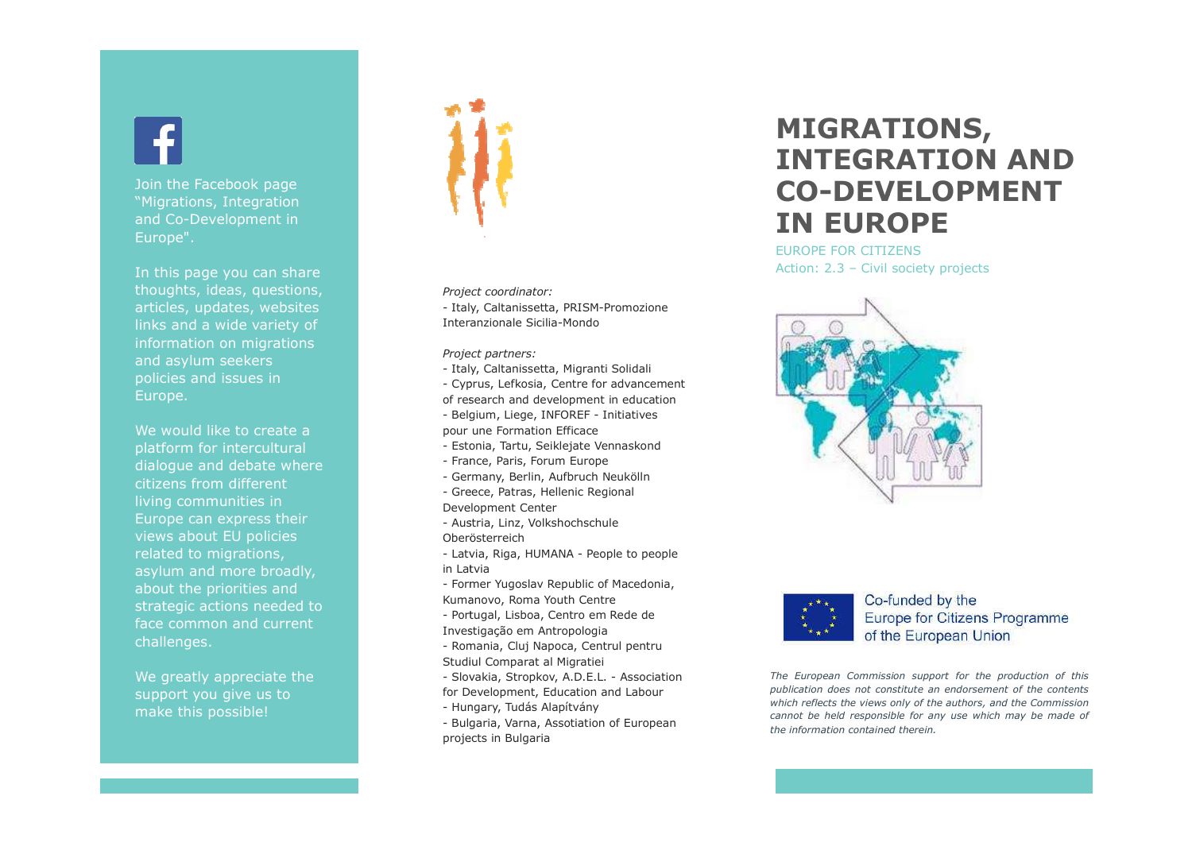Join the Facebook page "Migrations, Integration and Co-Development in Europe".

In this page you can share thoughts, ideas, questions, articles, updates, websites links and a wide variety of information on migrations and asylum seekers policies and issues in Europe.

We would like to create a platform for intercultural dialogue and debate where citizens from different living communities in Europe can express their views about EU policies related to migrations, asylum and more broadly, about the priorities and strategic actions needed to face common and current challenges.

We greatly appreciate the support you give us to make this possible!

*Project coordinator:*

- Italy, Caltanissetta, PRISM-Promozione Interanzionale Sicilia-Mondo

*Project partners:*

- Italy, Caltanissetta, Migranti Solidali
- Cyprus, Lefkosia, Centre for advancement of research and development in education
- Belgium, Liege, INFOREF - Initiatives pour une Formation Efficace
- Estonia, Tartu, Seiklejate Vennaskond
- France, Paris, Forum Europe
- Germany, Berlin, Aufbruch Neukölln
- Greece, Patras, Hellenic Regional Development Center
- Austria, Linz, Volkshochschule Oberösterreich
- Latvia, Riga, HUMANA - People to people in Latvia
- Former Yugoslav Republic of Macedonia, Kumanovo, Roma Youth Centre
- Portugal, Lisboa, Centro em Rede de Investigação em Antropologia
- Romania, Cluj Napoca, Centrul pentru Studiul Comparat al Migratiei
- Slovakia, Stropkov, A.D.E.L. - Association for Development, Education and Labour
- Hungary, Tudás Alapítvány
- Bulgaria, Varna, Assotiation of European projects in Bulgaria

# MIGRATIONS, INTEGRATION AND CO-DEVELOPMENT IN EUROPE

EUROPE FOR CITIZENS
Action: 2.3 – Civil society projects

Co-funded by the Europe for Citizens Programme of the European Union

*The European Commission support for the production of this publication does not constitute an endorsement of the contents which reflects the views only of the authors, and the Commission cannot be held responsible for any use which may be made of the information contained therein.*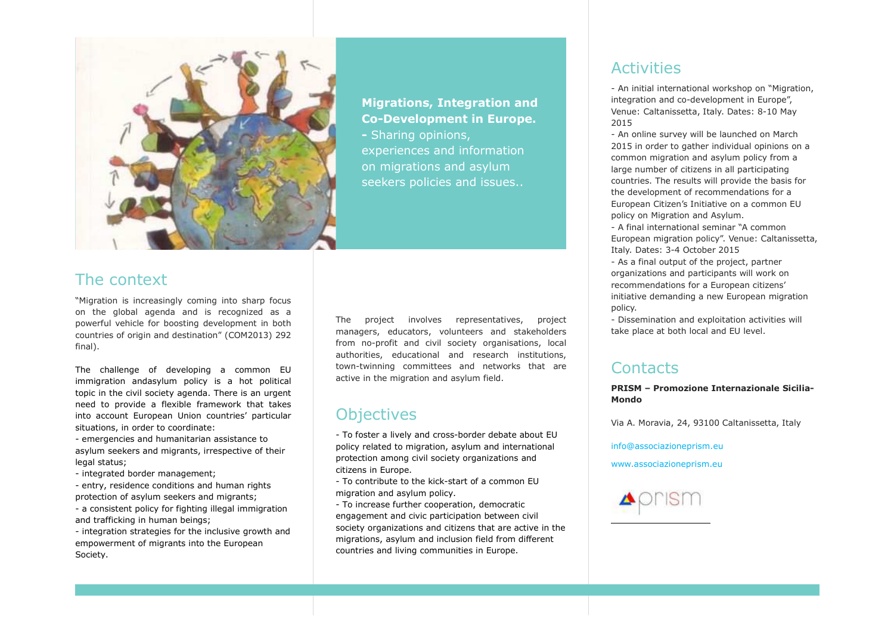**Migrations, Integration and Co-Development in Europe.**

- Sharing opinions, experiences and information on migrations and asylum seekers policies and issues..

## The context

"Migration is increasingly coming into sharp focus on the global agenda and is recognized as a powerful vehicle for boosting development in both countries of origin and destination" (COM2013) 292 final).

The challenge of developing a common EU immigration andasylum policy is a hot political topic in the civil society agenda. There is an urgent need to provide a flexible framework that takes into account European Union countries' particular situations, in order to coordinate:

- emergencies and humanitarian assistance to asylum seekers and migrants, irrespective of their legal status;
- integrated border management;
- entry, residence conditions and human rights protection of asylum seekers and migrants;
- a consistent policy for fighting illegal immigration and trafficking in human beings;
- integration strategies for the inclusive growth and empowerment of migrants into the European Society.

The project involves representatives, project managers, educators, volunteers and stakeholders from no-profit and civil society organisations, local authorities, educational and research institutions, town-twinning committees and networks that are active in the migration and asylum field.

## Objectives

- To foster a lively and cross-border debate about EU policy related to migration, asylum and international protection among civil society organizations and citizens in Europe.
- To contribute to the kick-start of a common EU migration and asylum policy.
- To increase further cooperation, democratic engagement and civic participation between civil society organizations and citizens that are active in the migrations, asylum and inclusion field from different countries and living communities in Europe.

## Activities

- An initial international workshop on "Migration, integration and co-development in Europe", Venue: Caltanissetta, Italy. Dates: 8-10 May 2015
- An online survey will be launched on March 2015 in order to gather individual opinions on a common migration and asylum policy from a large number of citizens in all participating countries. The results will provide the basis for the development of recommendations for a European Citizen's Initiative on a common EU policy on Migration and Asylum.
- A final international seminar "A common European migration policy". Venue: Caltanissetta, Italy. Dates: 3-4 October 2015
- As a final output of the project, partner organizations and participants will work on recommendations for a European citizens' initiative demanding a new European migration policy.
- Dissemination and exploitation activities will take place at both local and EU level.

## Contacts

**PRISM – Promozione Internazionale Sicilia-Mondo**

Via A. Moravia, 24, 93100 Caltanissetta, Italy

info@associazioneprism.eu

www.associazioneprism.eu

prism